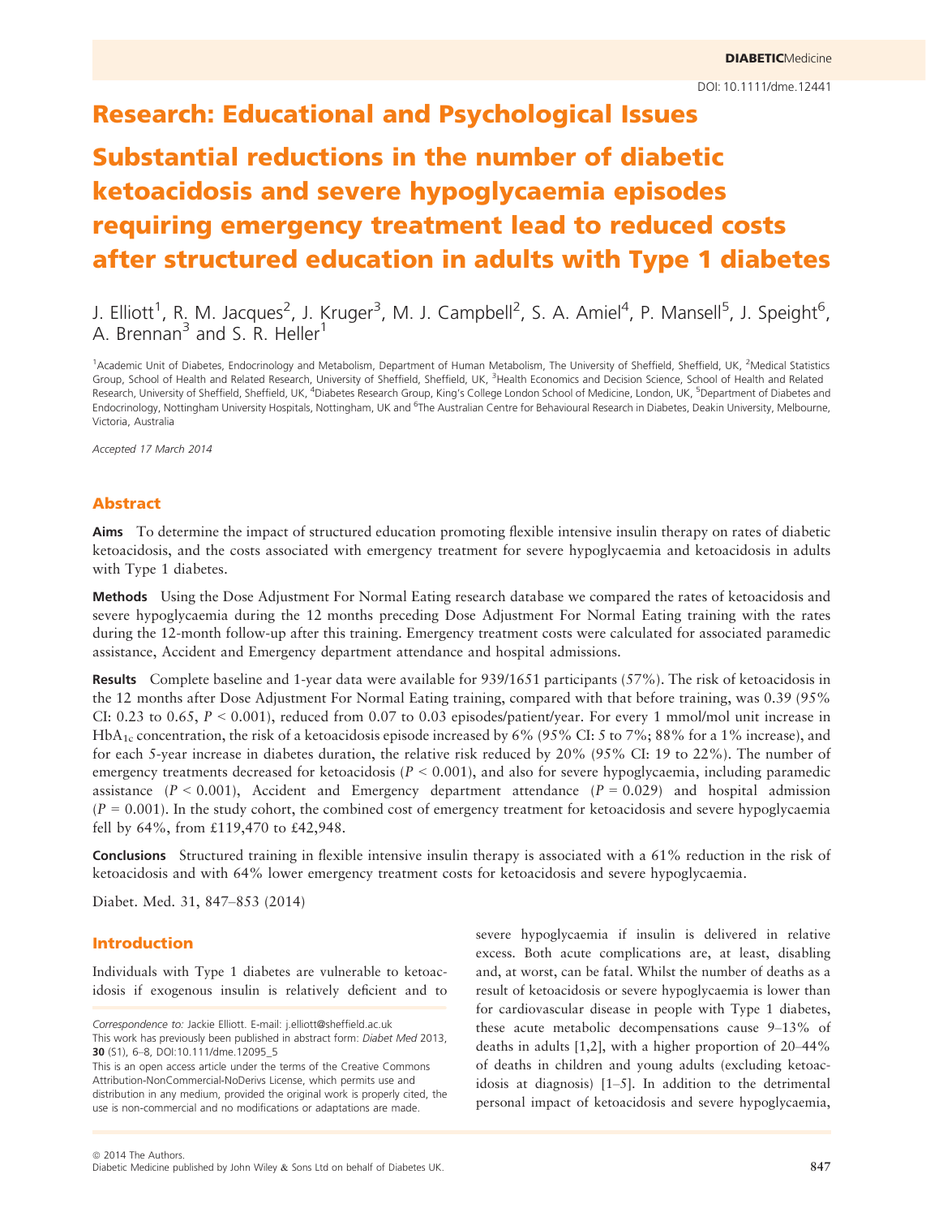# Research: Educational and Psychological Issues

# Substantial reductions in the number of diabetic ketoacidosis and severe hypoglycaemia episodes requiring emergency treatment lead to reduced costs after structured education in adults with Type 1 diabetes

J. Elliott[1], R. M. Jacques[2], J. Kruger[3], M. J. Campbell[2], S. A. Amiel[4], P. Mansell[5], J. Speight[6], A. Brennan[3] and S. R. Heller[1]

[1]Academic Unit of Diabetes, Endocrinology and Metabolism, Department of Human Metabolism, The University of Sheffield, Sheffield, UK, [2]Medical Statistics Group, School of Health and Related Research, University of Sheffield, Sheffield, UK, [3]Health Economics and Decision Science, School of Health and Related Research, University of Sheffield, Sheffield, UK, [4]Diabetes Research Group, King's College London School of Medicine, London, UK, [5]Department of Diabetes and Endocrinology, Nottingham University Hospitals, Nottingham, UK and [6]The Australian Centre for Behavioural Research in Diabetes, Deakin University, Melbourne, Victoria, Australia

*Accepted 17 March 2014*

## Abstract

**Aims** To determine the impact of structured education promoting flexible intensive insulin therapy on rates of diabetic ketoacidosis, and the costs associated with emergency treatment for severe hypoglycaemia and ketoacidosis in adults with Type 1 diabetes.

**Methods** Using the Dose Adjustment For Normal Eating research database we compared the rates of ketoacidosis and severe hypoglycaemia during the 12 months preceding Dose Adjustment For Normal Eating training with the rates during the 12-month follow-up after this training. Emergency treatment costs were calculated for associated paramedic assistance, Accident and Emergency department attendance and hospital admissions.

**Results** Complete baseline and 1-year data were available for 939/1651 participants (57%). The risk of ketoacidosis in the 12 months after Dose Adjustment For Normal Eating training, compared with that before training, was 0.39 (95% CI: 0.23 to 0.65, $P < 0.001$), reduced from 0.07 to 0.03 episodes/patient/year. For every 1 mmol/mol unit increase in $HbA_{1c}$ concentration, the risk of a ketoacidosis episode increased by 6% (95% CI: 5 to 7%; 88% for a 1% increase), and for each 5-year increase in diabetes duration, the relative risk reduced by 20% (95% CI: 19 to 22%). The number of emergency treatments decreased for ketoacidosis ($P < 0.001$), and also for severe hypoglycaemia, including paramedic assistance ($P < 0.001$), Accident and Emergency department attendance ($P = 0.029$) and hospital admission ($P = 0.001$). In the study cohort, the combined cost of emergency treatment for ketoacidosis and severe hypoglycaemia fell by 64%, from £119,470 to £42,948.

**Conclusions** Structured training in flexible intensive insulin therapy is associated with a 61% reduction in the risk of ketoacidosis and with 64% lower emergency treatment costs for ketoacidosis and severe hypoglycaemia.

Diabet. Med. 31, 847–853 (2014)

## Introduction

Individuals with Type 1 diabetes are vulnerable to ketoacidosis if exogenous insulin is relatively deficient and to severe hypoglycaemia if insulin is delivered in relative excess. Both acute complications are, at least, disabling and, at worst, can be fatal. Whilst the number of deaths as a result of ketoacidosis or severe hypoglycaemia is lower than for cardiovascular disease in people with Type 1 diabetes, these acute metabolic decompensations cause 9–13% of deaths in adults [1,2], with a higher proportion of 20–44% of deaths in children and young adults (excluding ketoacidosis at diagnosis) [1–5]. In addition to the detrimental personal impact of ketoacidosis and severe hypoglycaemia,

*Correspondence to:* Jackie Elliott. E-mail: j.elliott@sheffield.ac.uk
This work has previously been published in abstract form: *Diabet Med* 2013, **30** (S1), 6–8, DOI:10.1111/dme.12095_5
This is an open access article under the terms of the Creative Commons Attribution-NonCommercial-NoDerivs License, which permits use and distribution in any medium, provided the original work is properly cited, the use is non-commercial and no modifications or adaptations are made.

© 2014 The Authors.
Diabetic Medicine published by John Wiley & Sons Ltd on behalf of Diabetes UK.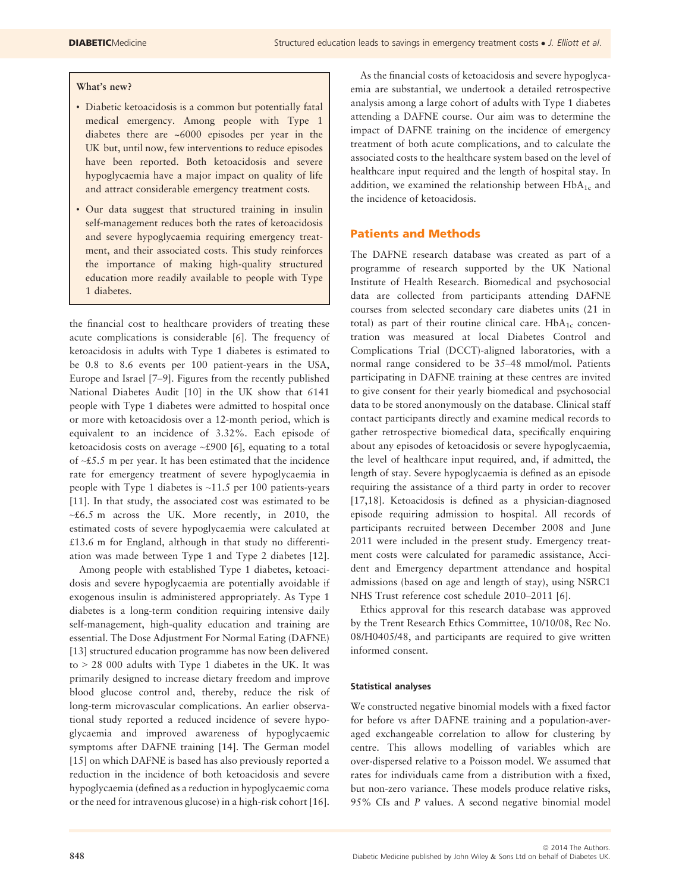**What's new?**

- Diabetic ketoacidosis is a common but potentially fatal medical emergency. Among people with Type 1 diabetes there are ~6000 episodes per year in the UK but, until now, few interventions to reduce episodes have been reported. Both ketoacidosis and severe hypoglycaemia have a major impact on quality of life and attract considerable emergency treatment costs.
- Our data suggest that structured training in insulin self-management reduces both the rates of ketoacidosis and severe hypoglycaemia requiring emergency treatment, and their associated costs. This study reinforces the importance of making high-quality structured education more readily available to people with Type 1 diabetes.

the financial cost to healthcare providers of treating these acute complications is considerable [6]. The frequency of ketoacidosis in adults with Type 1 diabetes is estimated to be 0.8 to 8.6 events per 100 patient-years in the USA, Europe and Israel [7–9]. Figures from the recently published National Diabetes Audit [10] in the UK show that 6141 people with Type 1 diabetes were admitted to hospital once or more with ketoacidosis over a 12-month period, which is equivalent to an incidence of 3.32%. Each episode of ketoacidosis costs on average ~£900 [6], equating to a total of ~£5.5 m per year. It has been estimated that the incidence rate for emergency treatment of severe hypoglycaemia in people with Type 1 diabetes is ~11.5 per 100 patients-years [11]. In that study, the associated cost was estimated to be ~£6.5 m across the UK. More recently, in 2010, the estimated costs of severe hypoglycaemia were calculated at £13.6 m for England, although in that study no differentiation was made between Type 1 and Type 2 diabetes [12].

Among people with established Type 1 diabetes, ketoacidosis and severe hypoglycaemia are potentially avoidable if exogenous insulin is administered appropriately. As Type 1 diabetes is a long-term condition requiring intensive daily self-management, high-quality education and training are essential. The Dose Adjustment For Normal Eating (DAFNE) [13] structured education programme has now been delivered to > 28 000 adults with Type 1 diabetes in the UK. It was primarily designed to increase dietary freedom and improve blood glucose control and, thereby, reduce the risk of long-term microvascular complications. An earlier observational study reported a reduced incidence of severe hypoglycaemia and improved awareness of hypoglycaemic symptoms after DAFNE training [14]. The German model [15] on which DAFNE is based has also previously reported a reduction in the incidence of both ketoacidosis and severe hypoglycaemia (defined as a reduction in hypoglycaemic coma or the need for intravenous glucose) in a high-risk cohort [16].

As the financial costs of ketoacidosis and severe hypoglycaemia are substantial, we undertook a detailed retrospective analysis among a large cohort of adults with Type 1 diabetes attending a DAFNE course. Our aim was to determine the impact of DAFNE training on the incidence of emergency treatment of both acute complications, and to calculate the associated costs to the healthcare system based on the level of healthcare input required and the length of hospital stay. In addition, we examined the relationship between $HbA_{1c}$ and the incidence of ketoacidosis.

## Patients and Methods

The DAFNE research database was created as part of a programme of research supported by the UK National Institute of Health Research. Biomedical and psychosocial data are collected from participants attending DAFNE courses from selected secondary care diabetes units (21 in total) as part of their routine clinical care. $HbA_{1c}$ concentration was measured at local Diabetes Control and Complications Trial (DCCT)-aligned laboratories, with a normal range considered to be 35–48 mmol/mol. Patients participating in DAFNE training at these centres are invited to give consent for their yearly biomedical and psychosocial data to be stored anonymously on the database. Clinical staff contact participants directly and examine medical records to gather retrospective biomedical data, specifically enquiring about any episodes of ketoacidosis or severe hypoglycaemia, the level of healthcare input required, and, if admitted, the length of stay. Severe hypoglycaemia is defined as an episode requiring the assistance of a third party in order to recover [17,18]. Ketoacidosis is defined as a physician-diagnosed episode requiring admission to hospital. All records of participants recruited between December 2008 and June 2011 were included in the present study. Emergency treatment costs were calculated for paramedic assistance, Accident and Emergency department attendance and hospital admissions (based on age and length of stay), using NSRC1 NHS Trust reference cost schedule 2010–2011 [6].

Ethics approval for this research database was approved by the Trent Research Ethics Committee, 10/10/08, Rec No. 08/H0405/48, and participants are required to give written informed consent.

### Statistical analyses

We constructed negative binomial models with a fixed factor for before vs after DAFNE training and a population-averaged exchangeable correlation to allow for clustering by centre. This allows modelling of variables which are over-dispersed relative to a Poisson model. We assumed that rates for individuals came from a distribution with a fixed, but non-zero variance. These models produce relative risks, 95% CIs and *P* values. A second negative binomial model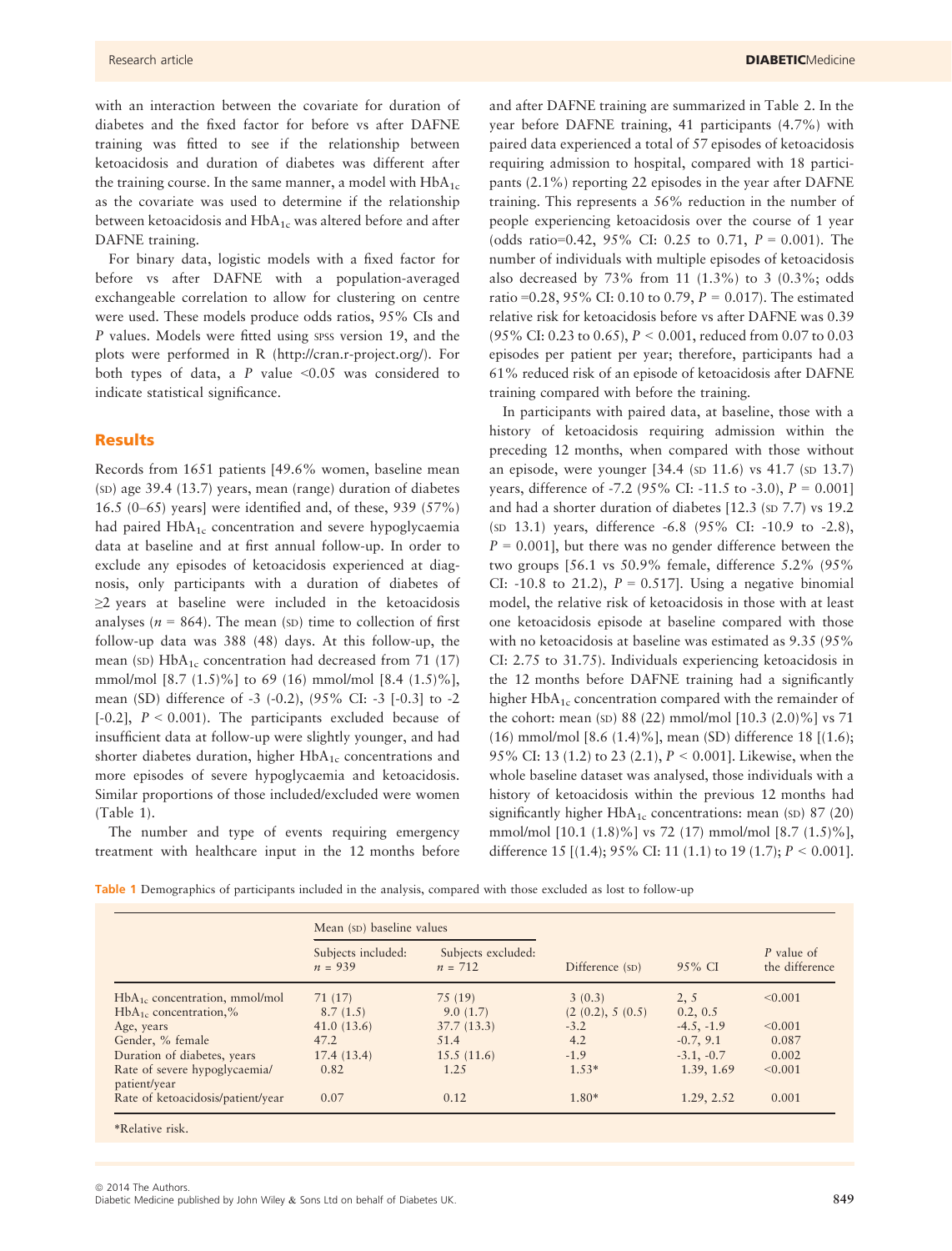with an interaction between the covariate for duration of diabetes and the fixed factor for before vs after DAFNE training was fitted to see if the relationship between ketoacidosis and duration of diabetes was different after the training course. In the same manner, a model with $HbA_{1c}$ as the covariate was used to determine if the relationship between ketoacidosis and $HbA_{1c}$ was altered before and after DAFNE training.

For binary data, logistic models with a fixed factor for before vs after DAFNE with a population-averaged exchangeable correlation to allow for clustering on centre were used. These models produce odds ratios, 95% CIs and *P* values. Models were fitted using SPSS version 19, and the plots were performed in R (http://cran.r-project.org/). For both types of data, a *P* value <0.05 was considered to indicate statistical significance.

## Results

Records from 1651 patients [49.6% women, baseline mean (SD) age 39.4 (13.7) years, mean (range) duration of diabetes 16.5 (0–65) years] were identified and, of these, 939 (57%) had paired $HbA_{1c}$ concentration and severe hypoglycaemia data at baseline and at first annual follow-up. In order to exclude any episodes of ketoacidosis experienced at diagnosis, only participants with a duration of diabetes of ≥2 years at baseline were included in the ketoacidosis analyses (*n* = 864). The mean (SD) time to collection of first follow-up data was 388 (48) days. At this follow-up, the mean (SD) $HbA_{1c}$ concentration had decreased from 71 (17) mmol/mol [8.7 (1.5)%] to 69 (16) mmol/mol [8.4 (1.5)%], mean (SD) difference of -3 (-0.2), (95% CI: -3 [-0.3] to -2 [-0.2], *P* < 0.001). The participants excluded because of insufficient data at follow-up were slightly younger, and had shorter diabetes duration, higher $HbA_{1c}$ concentrations and more episodes of severe hypoglycaemia and ketoacidosis. Similar proportions of those included/excluded were women (Table 1).

The number and type of events requiring emergency treatment with healthcare input in the 12 months before and after DAFNE training are summarized in Table 2. In the year before DAFNE training, 41 participants (4.7%) with paired data experienced a total of 57 episodes of ketoacidosis requiring admission to hospital, compared with 18 participants (2.1%) reporting 22 episodes in the year after DAFNE training. This represents a 56% reduction in the number of people experiencing ketoacidosis over the course of 1 year (odds ratio=0.42, 95% CI: 0.25 to 0.71, *P* = 0.001). The number of individuals with multiple episodes of ketoacidosis also decreased by 73% from 11 (1.3%) to 3 (0.3%; odds ratio =0.28, 95% CI: 0.10 to 0.79, *P* = 0.017). The estimated relative risk for ketoacidosis before vs after DAFNE was 0.39 (95% CI: 0.23 to 0.65), *P* < 0.001, reduced from 0.07 to 0.03 episodes per patient per year; therefore, participants had a 61% reduced risk of an episode of ketoacidosis after DAFNE training compared with before the training.

In participants with paired data, at baseline, those with a history of ketoacidosis requiring admission within the preceding 12 months, when compared with those without an episode, were younger [34.4 (SD 11.6) vs 41.7 (SD 13.7) years, difference of -7.2 (95% CI: -11.5 to -3.0), *P* = 0.001] and had a shorter duration of diabetes [12.3 (SD 7.7) vs 19.2 (SD 13.1) years, difference -6.8 (95% CI: -10.9 to -2.8), *P* = 0.001], but there was no gender difference between the two groups [56.1 vs 50.9% female, difference 5.2% (95% CI: -10.8 to 21.2), *P* = 0.517]. Using a negative binomial model, the relative risk of ketoacidosis in those with at least one ketoacidosis episode at baseline compared with those with no ketoacidosis at baseline was estimated as 9.35 (95% CI: 2.75 to 31.75). Individuals experiencing ketoacidosis in the 12 months before DAFNE training had a significantly higher $HbA_{1c}$ concentration compared with the remainder of the cohort: mean (SD) 88 (22) mmol/mol [10.3 (2.0)%] vs 71 (16) mmol/mol [8.6 (1.4)%], mean (SD) difference 18 [(1.6); 95% CI: 13 (1.2) to 23 (2.1), *P* < 0.001]. Likewise, when the whole baseline dataset was analysed, those individuals with a history of ketoacidosis within the previous 12 months had significantly higher $HbA_{1c}$ concentrations: mean (SD) 87 (20) mmol/mol [10.1 (1.8)%] vs 72 (17) mmol/mol [8.7 (1.5)%], difference 15 [(1.4); 95% CI: 11 (1.1) to 19 (1.7); *P* < 0.001].

**Table 1** Demographics of participants included in the analysis, compared with those excluded as lost to follow-up

| | Mean (SD) baseline values | | | | |
|---|---|---|---|---|---|
| | Subjects included: *n* = 939 | Subjects excluded: *n* = 712 | Difference (SD) | 95% CI | *P* value of the difference |
| $HbA_{1c}$ concentration, mmol/mol | 71 (17) | 75 (19) | 3 (0.3) | 2, 5 | <0.001 |
| $HbA_{1c}$ concentration,% | 8.7 (1.5) | 9.0 (1.7) | (2 (0.2), 5 (0.5) | 0.2, 0.5 | |
| Age, years | 41.0 (13.6) | 37.7 (13.3) | -3.2 | -4.5, -1.9 | <0.001 |
| Gender, % female | 47.2 | 51.4 | 4.2 | -0.7, 9.1 | 0.087 |
| Duration of diabetes, years | 17.4 (13.4) | 15.5 (11.6) | -1.9 | -3.1, -0.7 | 0.002 |
| Rate of severe hypoglycaemia/ patient/year | 0.82 | 1.25 | 1.53* | 1.39, 1.69 | <0.001 |
| Rate of ketoacidosis/patient/year | 0.07 | 0.12 | 1.80* | 1.29, 2.52 | 0.001 |

*Relative risk.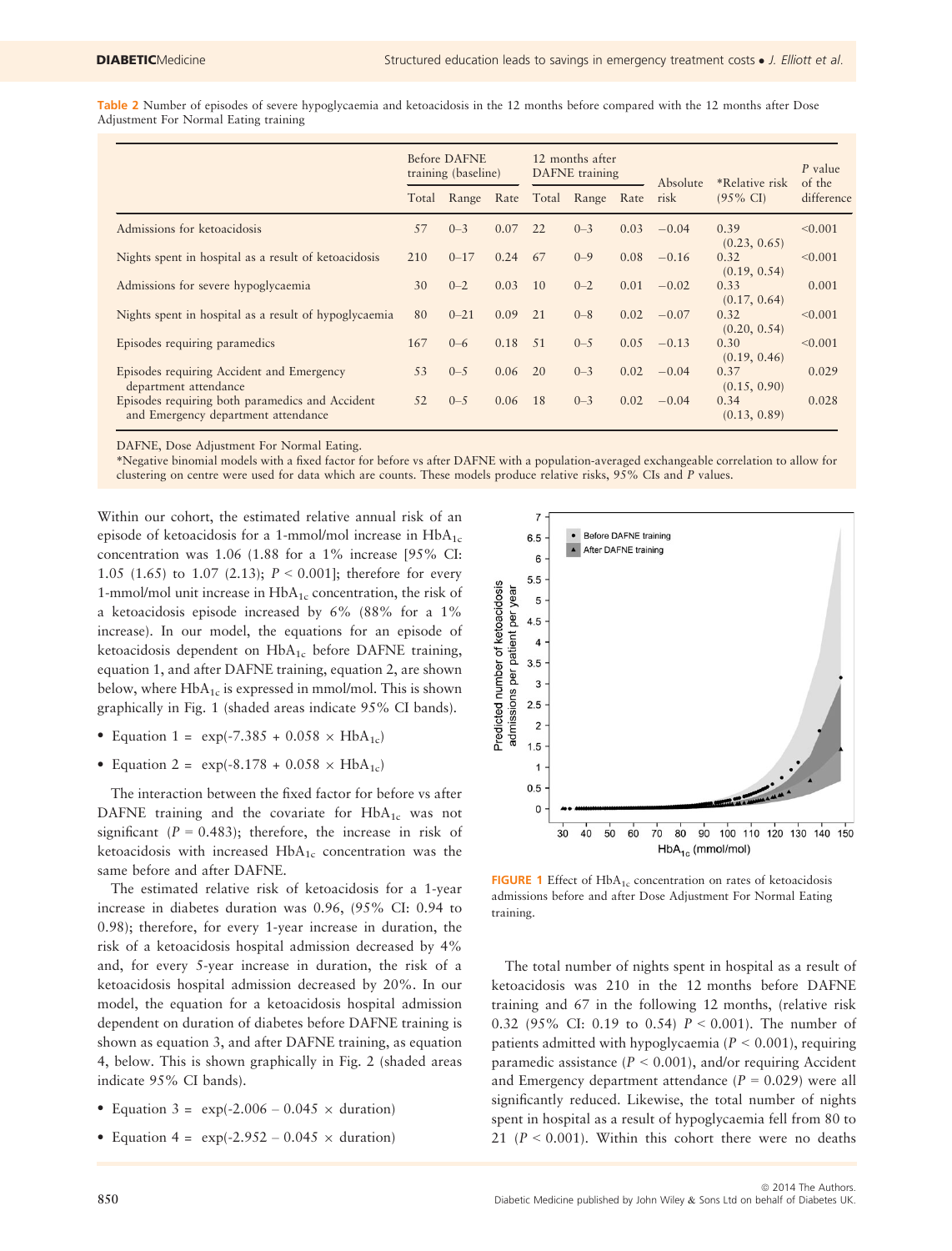**Table 2** Number of episodes of severe hypoglycaemia and ketoacidosis in the 12 months before compared with the 12 months after Dose Adjustment For Normal Eating training

| | Before DAFNE training (baseline) | | | 12 months after DAFNE training | | | Absolute risk | *Relative risk (95% CI) | P value of the difference |
|---|---|---|---|---|---|---|---|---|---|
| | Total | Range | Rate | Total | Range | Rate | | | |
| Admissions for ketoacidosis | 57 | 0–3 | 0.07 | 22 | 0–3 | 0.03 | −0.04 | 0.39 (0.23, 0.65) | <0.001 |
| Nights spent in hospital as a result of ketoacidosis | 210 | 0–17 | 0.24 | 67 | 0–9 | 0.08 | −0.16 | 0.32 (0.19, 0.54) | <0.001 |
| Admissions for severe hypoglycaemia | 30 | 0–2 | 0.03 | 10 | 0–2 | 0.01 | −0.02 | 0.33 (0.17, 0.64) | 0.001 |
| Nights spent in hospital as a result of hypoglycaemia | 80 | 0–21 | 0.09 | 21 | 0–8 | 0.02 | −0.07 | 0.32 (0.20, 0.54) | <0.001 |
| Episodes requiring paramedics | 167 | 0–6 | 0.18 | 51 | 0–5 | 0.05 | −0.13 | 0.30 (0.19, 0.46) | <0.001 |
| Episodes requiring Accident and Emergency department attendance | 53 | 0–5 | 0.06 | 20 | 0–3 | 0.02 | −0.04 | 0.37 (0.15, 0.90) | 0.029 |
| Episodes requiring both paramedics and Accident and Emergency department attendance | 52 | 0–5 | 0.06 | 18 | 0–3 | 0.02 | −0.04 | 0.34 (0.13, 0.89) | 0.028 |

DAFNE, Dose Adjustment For Normal Eating.
*Negative binomial models with a fixed factor for before vs after DAFNE with a population-averaged exchangeable correlation to allow for clustering on centre were used for data which are counts. These models produce relative risks, 95% CIs and P values.

Within our cohort, the estimated relative annual risk of an episode of ketoacidosis for a 1-mmol/mol increase in $HbA_{1c}$ concentration was 1.06 (1.88 for a 1% increase [95% CI: 1.05 (1.65) to 1.07 (2.13); $P < 0.001$]; therefore for every 1-mmol/mol unit increase in $HbA_{1c}$ concentration, the risk of a ketoacidosis episode increased by 6% (88% for a 1% increase). In our model, the equations for an episode of ketoacidosis dependent on $HbA_{1c}$ before DAFNE training, equation 1, and after DAFNE training, equation 2, are shown below, where $HbA_{1c}$ is expressed in mmol/mol. This is shown graphically in Fig. 1 (shaded areas indicate 95% CI bands).

- Equation 1 = $\exp(-7.385 + 0.058 \times HbA_{1c})$
- Equation 2 = $\exp(-8.178 + 0.058 \times HbA_{1c})$

The interaction between the fixed factor for before vs after DAFNE training and the covariate for $HbA_{1c}$ was not significant ($P = 0.483$); therefore, the increase in risk of ketoacidosis with increased $HbA_{1c}$ concentration was the same before and after DAFNE.

The estimated relative risk of ketoacidosis for a 1-year increase in diabetes duration was 0.96, (95% CI: 0.94 to 0.98); therefore, for every 1-year increase in duration, the risk of a ketoacidosis hospital admission decreased by 4% and, for every 5-year increase in duration, the risk of a ketoacidosis hospital admission decreased by 20%. In our model, the equation for a ketoacidosis hospital admission dependent on duration of diabetes before DAFNE training is shown as equation 3, and after DAFNE training, as equation 4, below. This is shown graphically in Fig. 2 (shaded areas indicate 95% CI bands).

- Equation 3 = $\exp(-2.006 - 0.045 \times \text{duration})$
- Equation 4 = $\exp(-2.952 - 0.045 \times \text{duration})$

**FIGURE 1** Effect of $HbA_{1c}$ concentration on rates of ketoacidosis admissions before and after Dose Adjustment For Normal Eating training.

The total number of nights spent in hospital as a result of ketoacidosis was 210 in the 12 months before DAFNE training and 67 in the following 12 months, (relative risk 0.32 (95% CI: 0.19 to 0.54) $P < 0.001$). The number of patients admitted with hypoglycaemia ($P < 0.001$), requiring paramedic assistance ($P < 0.001$), and/or requiring Accident and Emergency department attendance ($P = 0.029$) were all significantly reduced. Likewise, the total number of nights spent in hospital as a result of hypoglycaemia fell from 80 to 21 ($P < 0.001$). Within this cohort there were no deaths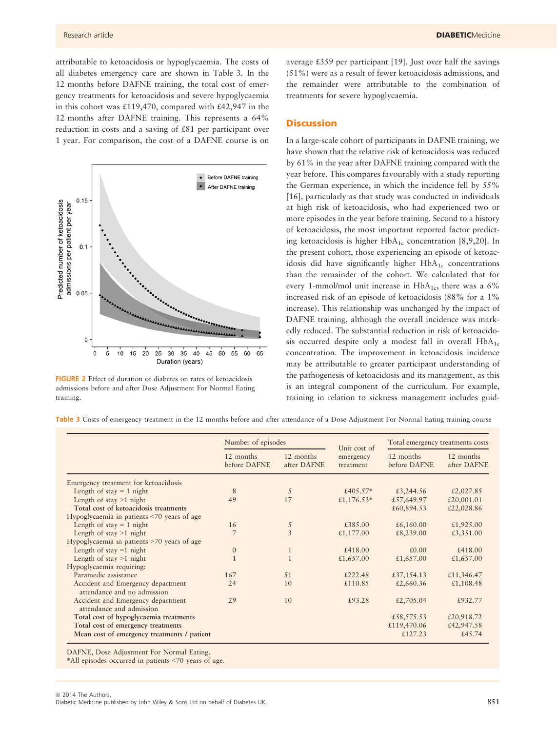attributable to ketoacidosis or hypoglycaemia. The costs of all diabetes emergency care are shown in Table 3. In the 12 months before DAFNE training, the total cost of emergency treatments for ketoacidosis and severe hypoglycaemia in this cohort was £119,470, compared with £42,947 in the 12 months after DAFNE training. This represents a 64% reduction in costs and a saving of £81 per participant over 1 year. For comparison, the cost of a DAFNE course is on average £359 per participant [19]. Just over half the savings (51%) were as a result of fewer ketoacidosis admissions, and the remainder were attributable to the combination of treatments for severe hypoglycaemia.

FIGURE 2 Effect of duration of diabetes on rates of ketoacidosis admissions before and after Dose Adjustment For Normal Eating training.

## Discussion

In a large-scale cohort of participants in DAFNE training, we have shown that the relative risk of ketoacidosis was reduced by 61% in the year after DAFNE training compared with the year before. This compares favourably with a study reporting the German experience, in which the incidence fell by 55% [16], particularly as that study was conducted in individuals at high risk of ketoacidosis, who had experienced two or more episodes in the year before training. Second to a history of ketoacidosis, the most important reported factor predicting ketoacidosis is higher $HbA_{1c}$ concentration [8,9,20]. In the present cohort, those experiencing an episode of ketoacidosis did have significantly higher $HbA_{1c}$ concentrations than the remainder of the cohort. We calculated that for every 1-mmol/mol unit increase in $HbA_{1c}$, there was a 6% increased risk of an episode of ketoacidosis (88% for a 1% increase). This relationship was unchanged by the impact of DAFNE training, although the overall incidence was markedly reduced. The substantial reduction in risk of ketoacidosis occurred despite only a modest fall in overall $HbA_{1c}$ concentration. The improvement in ketoacidosis incidence may be attributable to greater participant understanding of the pathogenesis of ketoacidosis and its management, as this is an integral component of the curriculum. For example, training in relation to sickness management includes guid-

**Table 3** Costs of emergency treatment in the 12 months before and after attendance of a Dose Adjustment For Normal Eating training course

| | Number of episodes | | Unit cost of emergency treatment | Total emergency treatments costs | |
|---|---|---|---|---|---|
| | 12 months before DAFNE | 12 months after DAFNE | | 12 months before DAFNE | 12 months after DAFNE |
| Emergency treatment for ketoacidosis | | | | | |
| Length of stay = 1 night | 8 | 5 | £405.57* | £3,244.56 | £2,027.85 |
| Length of stay >1 night | 49 | 17 | £1,176.53* | £57,649.97 | £20,001.01 |
| **Total cost of ketoacidosis treatments** | | | | £60,894.53 | £22,028.86 |
| Hypoglycaemia in patients <70 years of age | | | | | |
| Length of stay = 1 night | 16 | 5 | £385.00 | £6,160.00 | £1,925.00 |
| Length of stay >1 night | 7 | 3 | £1,177.00 | £8,239.00 | £3,351.00 |
| Hypoglycaemia in patients >70 years of age | | | | | |
| Length of stay =1 night | 0 | 1 | £418.00 | £0.00 | £418.00 |
| Length of stay >1 night | 1 | 1 | £1,657.00 | £1,657.00 | £1,657.00 |
| Hypoglycaemia requiring: | | | | | |
| Paramedic assistance | 167 | 51 | £222.48 | £37,154.13 | £11,346.47 |
| Accident and Emergency department attendance and no admission | 24 | 10 | £110.85 | £2,660.36 | £1,108.48 |
| Accident and Emergency department attendance and admission | 29 | 10 | £93.28 | £2,705.04 | £932.77 |
| **Total cost of hypoglycaemia treatments** | | | | £58,575.53 | £20,918.72 |
| **Total cost of emergency treatments** | | | | £119,470.06 | £42,947.58 |
| **Mean cost of emergency treatments / patient** | | | | £127.23 | £45.74 |

DAFNE, Dose Adjustment For Normal Eating.
*All episodes occurred in patients <70 years of age.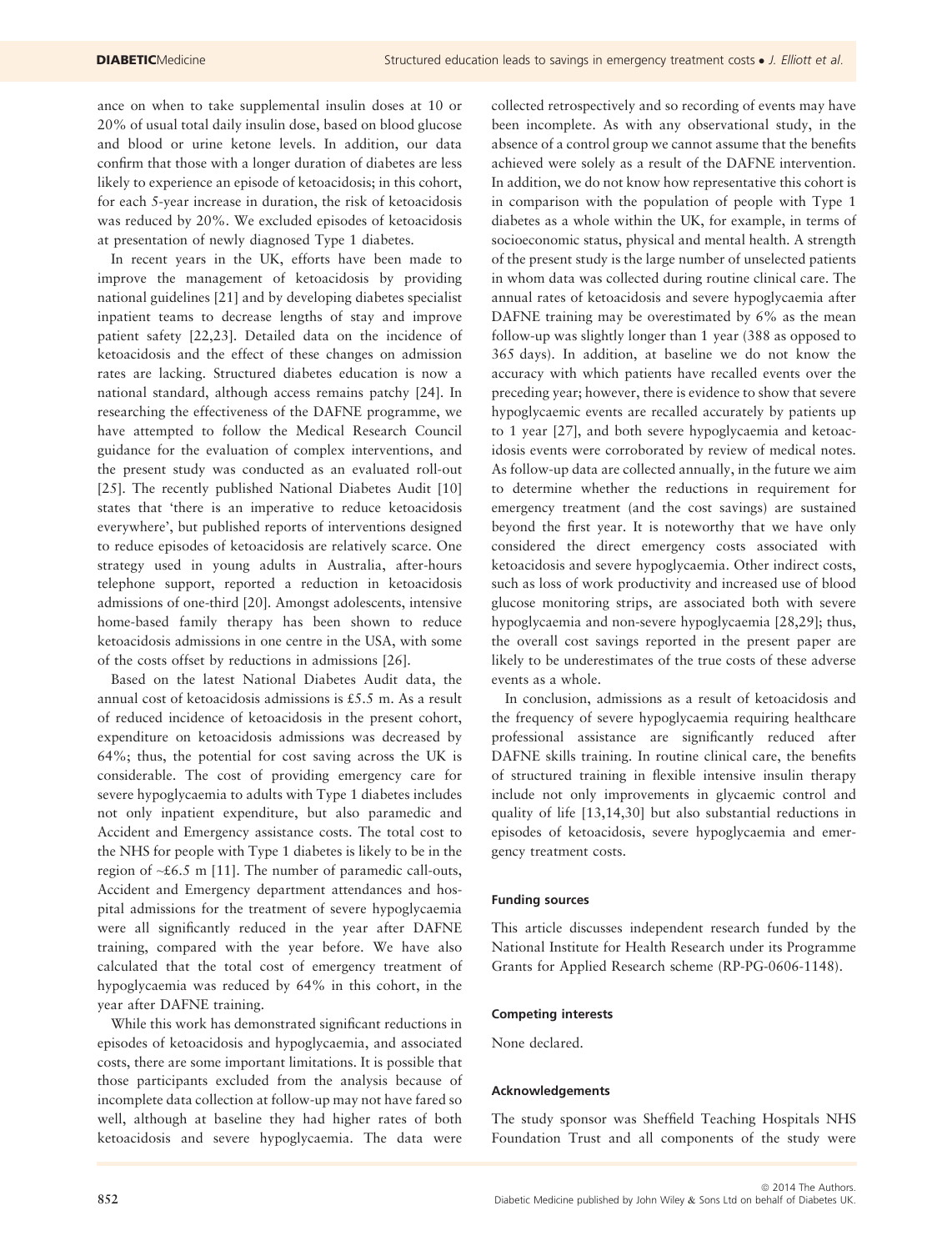ance on when to take supplemental insulin doses at 10 or 20% of usual total daily insulin dose, based on blood glucose and blood or urine ketone levels. In addition, our data confirm that those with a longer duration of diabetes are less likely to experience an episode of ketoacidosis; in this cohort, for each 5-year increase in duration, the risk of ketoacidosis was reduced by 20%. We excluded episodes of ketoacidosis at presentation of newly diagnosed Type 1 diabetes.

In recent years in the UK, efforts have been made to improve the management of ketoacidosis by providing national guidelines [21] and by developing diabetes specialist inpatient teams to decrease lengths of stay and improve patient safety [22,23]. Detailed data on the incidence of ketoacidosis and the effect of these changes on admission rates are lacking. Structured diabetes education is now a national standard, although access remains patchy [24]. In researching the effectiveness of the DAFNE programme, we have attempted to follow the Medical Research Council guidance for the evaluation of complex interventions, and the present study was conducted as an evaluated roll-out [25]. The recently published National Diabetes Audit [10] states that 'there is an imperative to reduce ketoacidosis everywhere', but published reports of interventions designed to reduce episodes of ketoacidosis are relatively scarce. One strategy used in young adults in Australia, after-hours telephone support, reported a reduction in ketoacidosis admissions of one-third [20]. Amongst adolescents, intensive home-based family therapy has been shown to reduce ketoacidosis admissions in one centre in the USA, with some of the costs offset by reductions in admissions [26].

Based on the latest National Diabetes Audit data, the annual cost of ketoacidosis admissions is £5.5 m. As a result of reduced incidence of ketoacidosis in the present cohort, expenditure on ketoacidosis admissions was decreased by 64%; thus, the potential for cost saving across the UK is considerable. The cost of providing emergency care for severe hypoglycaemia to adults with Type 1 diabetes includes not only inpatient expenditure, but also paramedic and Accident and Emergency assistance costs. The total cost to the NHS for people with Type 1 diabetes is likely to be in the region of ~£6.5 m [11]. The number of paramedic call-outs, Accident and Emergency department attendances and hospital admissions for the treatment of severe hypoglycaemia were all significantly reduced in the year after DAFNE training, compared with the year before. We have also calculated that the total cost of emergency treatment of hypoglycaemia was reduced by 64% in this cohort, in the year after DAFNE training.

While this work has demonstrated significant reductions in episodes of ketoacidosis and hypoglycaemia, and associated costs, there are some important limitations. It is possible that those participants excluded from the analysis because of incomplete data collection at follow-up may not have fared so well, although at baseline they had higher rates of both ketoacidosis and severe hypoglycaemia. The data were collected retrospectively and so recording of events may have been incomplete. As with any observational study, in the absence of a control group we cannot assume that the benefits achieved were solely as a result of the DAFNE intervention. In addition, we do not know how representative this cohort is in comparison with the population of people with Type 1 diabetes as a whole within the UK, for example, in terms of socioeconomic status, physical and mental health. A strength of the present study is the large number of unselected patients in whom data was collected during routine clinical care. The annual rates of ketoacidosis and severe hypoglycaemia after DAFNE training may be overestimated by 6% as the mean follow-up was slightly longer than 1 year (388 as opposed to 365 days). In addition, at baseline we do not know the accuracy with which patients have recalled events over the preceding year; however, there is evidence to show that severe hypoglycaemic events are recalled accurately by patients up to 1 year [27], and both severe hypoglycaemia and ketoacidosis events were corroborated by review of medical notes. As follow-up data are collected annually, in the future we aim to determine whether the reductions in requirement for emergency treatment (and the cost savings) are sustained beyond the first year. It is noteworthy that we have only considered the direct emergency costs associated with ketoacidosis and severe hypoglycaemia. Other indirect costs, such as loss of work productivity and increased use of blood glucose monitoring strips, are associated both with severe hypoglycaemia and non-severe hypoglycaemia [28,29]; thus, the overall cost savings reported in the present paper are likely to be underestimates of the true costs of these adverse events as a whole.

In conclusion, admissions as a result of ketoacidosis and the frequency of severe hypoglycaemia requiring healthcare professional assistance are significantly reduced after DAFNE skills training. In routine clinical care, the benefits of structured training in flexible intensive insulin therapy include not only improvements in glycaemic control and quality of life [13,14,30] but also substantial reductions in episodes of ketoacidosis, severe hypoglycaemia and emergency treatment costs.

#### Funding sources

This article discusses independent research funded by the National Institute for Health Research under its Programme Grants for Applied Research scheme (RP-PG-0606-1148).

#### Competing interests

None declared.

#### Acknowledgements

The study sponsor was Sheffield Teaching Hospitals NHS Foundation Trust and all components of the study were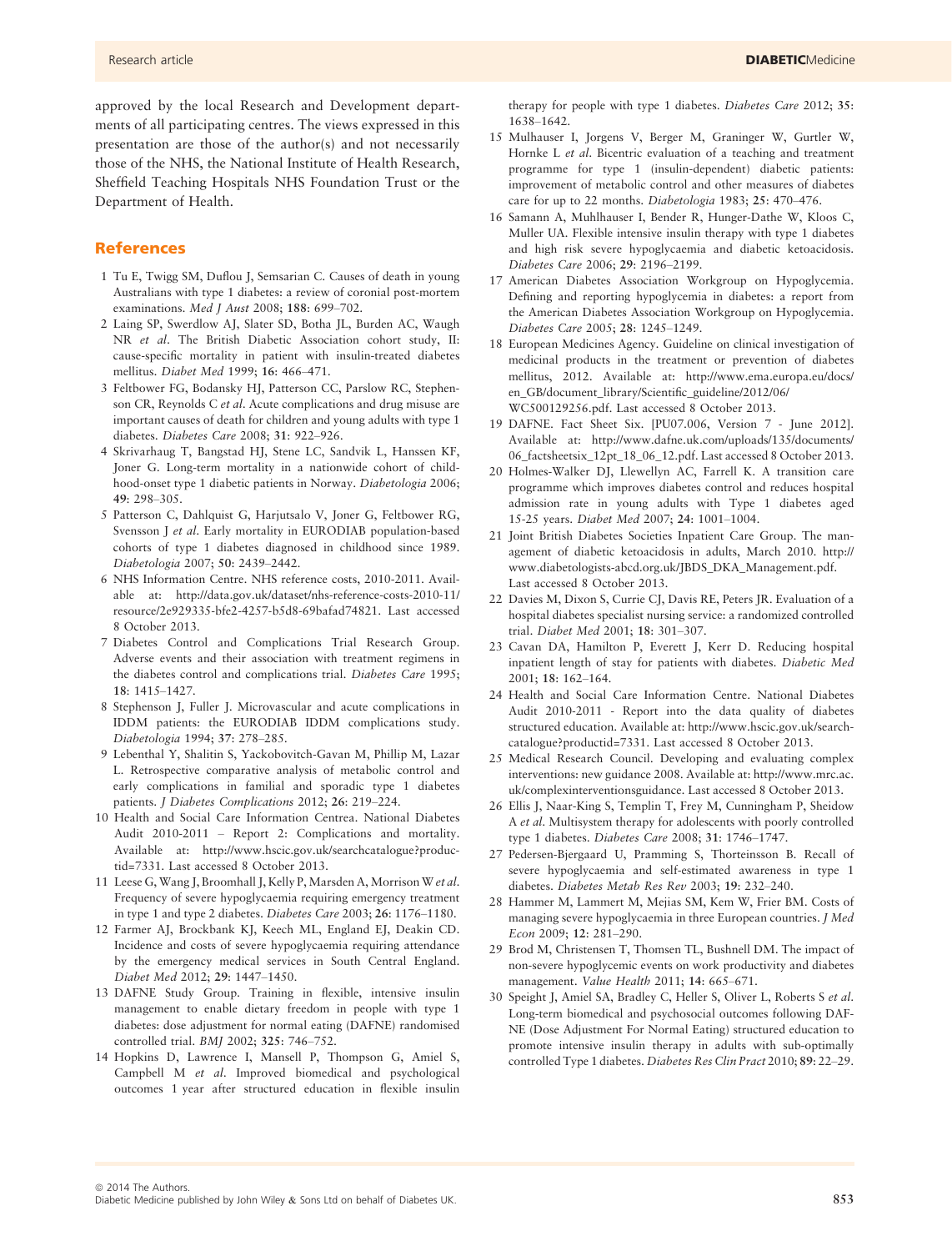approved by the local Research and Development departments of all participating centres. The views expressed in this presentation are those of the author(s) and not necessarily those of the NHS, the National Institute of Health Research, Sheffield Teaching Hospitals NHS Foundation Trust or the Department of Health.

## References

1 Tu E, Twigg SM, Duflou J, Semsarian C. Causes of death in young Australians with type 1 diabetes: a review of coronial post-mortem examinations. *Med J Aust* 2008; **188**: 699–702.

2 Laing SP, Swerdlow AJ, Slater SD, Botha JL, Burden AC, Waugh NR *et al*. The British Diabetic Association cohort study, II: cause-specific mortality in patient with insulin-treated diabetes mellitus. *Diabet Med* 1999; **16**: 466–471.

3 Feltbower FG, Bodansky HJ, Patterson CC, Parslow RC, Stephenson CR, Reynolds C *et al*. Acute complications and drug misuse are important causes of death for children and young adults with type 1 diabetes. *Diabetes Care* 2008; **31**: 922–926.

4 Skrivarhaug T, Bangstad HJ, Stene LC, Sandvik L, Hanssen KF, Joner G. Long-term mortality in a nationwide cohort of childhood-onset type 1 diabetic patients in Norway. *Diabetologia* 2006; **49**: 298–305.

5 Patterson C, Dahlquist G, Harjutsalo V, Joner G, Feltbower RG, Svensson J *et al*. Early mortality in EURODIAB population-based cohorts of type 1 diabetes diagnosed in childhood since 1989. *Diabetologia* 2007; **50**: 2439–2442.

6 NHS Information Centre. NHS reference costs, 2010-2011. Available at: http://data.gov.uk/dataset/nhs-reference-costs-2010-11/resource/2e929335-bfe2-4257-b5d8-69bafad74821. Last accessed 8 October 2013.

7 Diabetes Control and Complications Trial Research Group. Adverse events and their association with treatment regimens in the diabetes control and complications trial. *Diabetes Care* 1995; **18**: 1415–1427.

8 Stephenson J, Fuller J. Microvascular and acute complications in IDDM patients: the EURODIAB IDDM complications study. *Diabetologia* 1994; **37**: 278–285.

9 Lebenthal Y, Shalitin S, Yackobovitch-Gavan M, Phillip M, Lazar L. Retrospective comparative analysis of metabolic control and early complications in familial and sporadic type 1 diabetes patients. *J Diabetes Complications* 2012; **26**: 219–224.

10 Health and Social Care Information Centrea. National Diabetes Audit 2010-2011 – Report 2: Complications and mortality. Available at: http://www.hscic.gov.uk/searchcatalogue?productid=7331. Last accessed 8 October 2013.

11 Leese G, Wang J, Broomhall J, Kelly P, Marsden A, Morrison W *et al*. Frequency of severe hypoglycaemia requiring emergency treatment in type 1 and type 2 diabetes. *Diabetes Care* 2003; **26**: 1176–1180.

12 Farmer AJ, Brockbank KJ, Keech ML, England EJ, Deakin CD. Incidence and costs of severe hypoglycaemia requiring attendance by the emergency medical services in South Central England. *Diabet Med* 2012; **29**: 1447–1450.

13 DAFNE Study Group. Training in flexible, intensive insulin management to enable dietary freedom in people with type 1 diabetes: dose adjustment for normal eating (DAFNE) randomised controlled trial. *BMJ* 2002; **325**: 746–752.

14 Hopkins D, Lawrence I, Mansell P, Thompson G, Amiel S, Campbell M *et al*. Improved biomedical and psychological outcomes 1 year after structured education in flexible insulin therapy for people with type 1 diabetes. *Diabetes Care* 2012; **35**: 1638–1642.

15 Mulhauser I, Jorgens V, Berger M, Graninger W, Gurtler W, Hornke L *et al*. Bicentric evaluation of a teaching and treatment programme for type 1 (insulin-dependent) diabetic patients: improvement of metabolic control and other measures of diabetes care for up to 22 months. *Diabetologia* 1983; **25**: 470–476.

16 Samann A, Muhlhauser I, Bender R, Hunger-Dathe W, Kloos C, Muller UA. Flexible intensive insulin therapy with type 1 diabetes and high risk severe hypoglycaemia and diabetic ketoacidosis. *Diabetes Care* 2006; **29**: 2196–2199.

17 American Diabetes Association Workgroup on Hypoglycemia. Defining and reporting hypoglycemia in diabetes: a report from the American Diabetes Association Workgroup on Hypoglycemia. *Diabetes Care* 2005; **28**: 1245–1249.

18 European Medicines Agency. Guideline on clinical investigation of medicinal products in the treatment or prevention of diabetes mellitus, 2012. Available at: http://www.ema.europa.eu/docs/en_GB/document_library/Scientific_guideline/2012/06/WC500129256.pdf. Last accessed 8 October 2013.

19 DAFNE. Fact Sheet Six. [PU07.006, Version 7 - June 2012]. Available at: http://www.dafne.uk.com/uploads/135/documents/06_factsheetsix_12pt_18_06_12.pdf. Last accessed 8 October 2013.

20 Holmes-Walker DJ, Llewellyn AC, Farrell K. A transition care programme which improves diabetes control and reduces hospital admission rate in young adults with Type 1 diabetes aged 15-25 years. *Diabet Med* 2007; **24**: 1001–1004.

21 Joint British Diabetes Societies Inpatient Care Group. The management of diabetic ketoacidosis in adults, March 2010. http://www.diabetologists-abcd.org.uk/JBDS/JBDS_DKA_Management.pdf. Last accessed 8 October 2013.

22 Davies M, Dixon S, Currie CJ, Davis RE, Peters JR. Evaluation of a hospital diabetes specialist nursing service: a randomized controlled trial. *Diabet Med* 2001; **18**: 301–307.

23 Cavan DA, Hamilton P, Everett J, Kerr D. Reducing hospital inpatient length of stay for patients with diabetes. *Diabetic Med* 2001; **18**: 162–164.

24 Health and Social Care Information Centre. National Diabetes Audit 2010-2011 - Report into the data quality of diabetes structured education. Available at: http://www.hscic.gov.uk/searchcatalogue?productid=7331. Last accessed 8 October 2013.

25 Medical Research Council. Developing and evaluating complex interventions: new guidance 2008. Available at: http://www.mrc.ac.uk/complexinterventionsguidance. Last accessed 8 October 2013.

26 Ellis J, Naar-King S, Templin T, Frey M, Cunningham P, Sheidow A *et al*. Multisystem therapy for adolescents with poorly controlled type 1 diabetes. *Diabetes Care* 2008; **31**: 1746–1747.

27 Pedersen-Bjergaard U, Pramming S, Thorteinsson B. Recall of severe hypoglycaemia and self-estimated awareness in type 1 diabetes. *Diabetes Metab Res Rev* 2003; **19**: 232–240.

28 Hammer M, Lammert M, Mejias SM, Kem W, Frier BM. Costs of managing severe hypoglycaemia in three European countries. *J Med Econ* 2009; **12**: 281–290.

29 Brod M, Christensen T, Thomsen TL, Bushnell DM. The impact of non-severe hypoglycemic events on work productivity and diabetes management. *Value Health* 2011; **14**: 665–671.

30 Speight J, Amiel SA, Bradley C, Heller S, Oliver L, Roberts S *et al*. Long-term biomedical and psychosocial outcomes following DAFNE (Dose Adjustment For Normal Eating) structured education to promote intensive insulin therapy in adults with sub-optimally controlled Type 1 diabetes. *Diabetes Res Clin Pract* 2010; **89**: 22–29.

© 2014 The Authors.
Diabetic Medicine published by John Wiley & Sons Ltd on behalf of Diabetes UK.